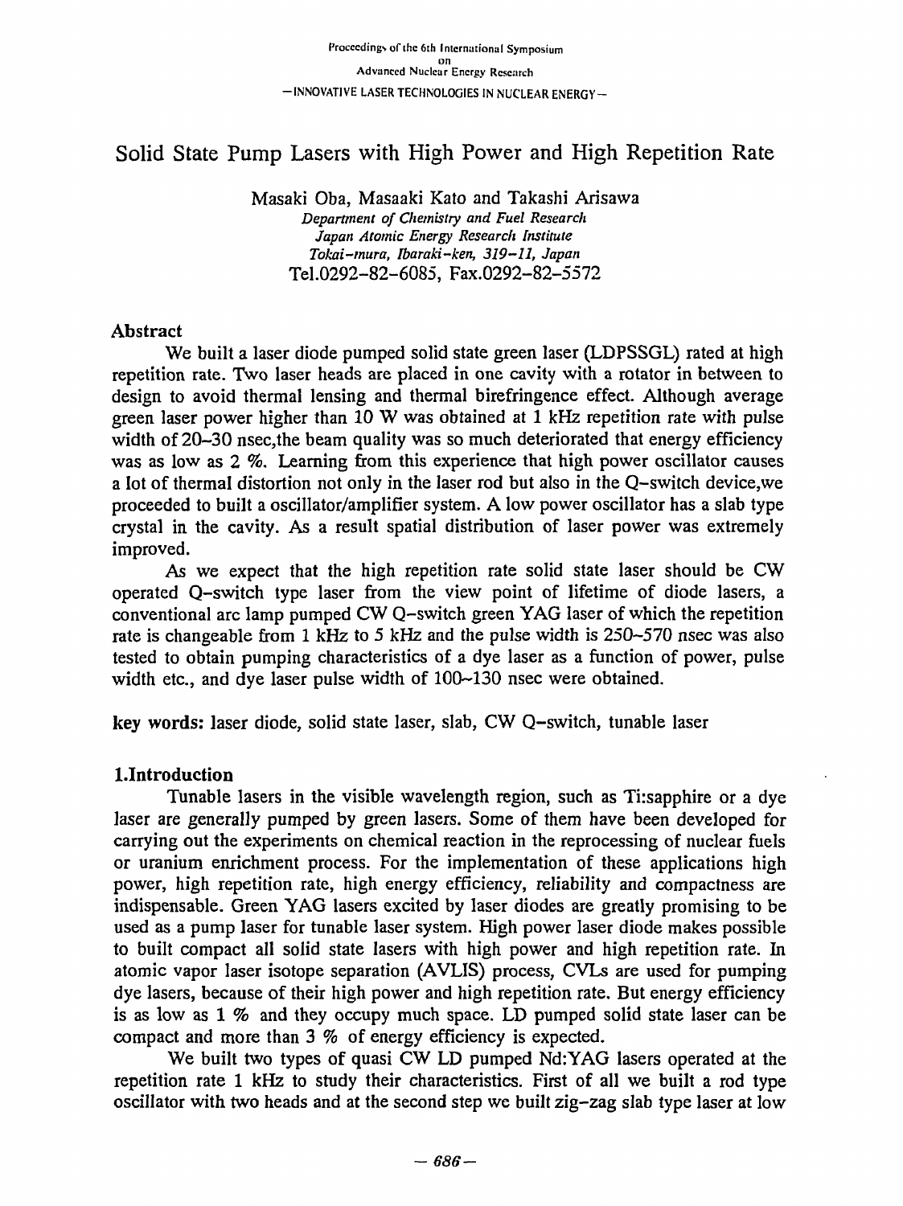Proceedings of the 6th International Symposium on Advanced Nuclear Energy Research

— INNOVATIVE LASER TECHNOLOGIES IN NUCLEAR ENERGY —

# Solid State Pump Lasers with High Power and High Repetition Rate

Masaki Oba, Masaaki Kato and Takashi Arisawa

*Department of Chemistry and Fuel Research*
*Japan Atomic Energy Research Institute*
*Tokai-mura, Ibaraki-ken, 319-11, Japan*
Tel.0292-82-6085, Fax.0292-82-5572

## Abstract

We built a laser diode pumped solid state green laser (LDPSSGL) rated at high repetition rate. Two laser heads are placed in one cavity with a rotator in between to design to avoid thermal lensing and thermal birefringence effect. Although average green laser power higher than 10 W was obtained at 1 kHz repetition rate with pulse width of 20–30 nsec,the beam quality was so much deteriorated that energy efficiency was as low as 2 %. Learning from this experience that high power oscillator causes a lot of thermal distortion not only in the laser rod but also in the Q-switch device,we proceeded to built a oscillator/amplifier system. A low power oscillator has a slab type crystal in the cavity. As a result spatial distribution of laser power was extremely improved.

As we expect that the high repetition rate solid state laser should be CW operated Q-switch type laser from the view point of lifetime of diode lasers, a conventional arc lamp pumped CW Q-switch green YAG laser of which the repetition rate is changeable from 1 kHz to 5 kHz and the pulse width is 250–570 nsec was also tested to obtain pumping characteristics of a dye laser as a function of power, pulse width etc., and dye laser pulse width of 100–130 nsec were obtained.

**key words:** laser diode, solid state laser, slab, CW Q-switch, tunable laser

## 1.Introduction

Tunable lasers in the visible wavelength region, such as Ti:sapphire or a dye laser are generally pumped by green lasers. Some of them have been developed for carrying out the experiments on chemical reaction in the reprocessing of nuclear fuels or uranium enrichment process. For the implementation of these applications high power, high repetition rate, high energy efficiency, reliability and compactness are indispensable. Green YAG lasers excited by laser diodes are greatly promising to be used as a pump laser for tunable laser system. High power laser diode makes possible to built compact all solid state lasers with high power and high repetition rate. In atomic vapor laser isotope separation (AVLIS) process, CVLs are used for pumping dye lasers, because of their high power and high repetition rate. But energy efficiency is as low as 1 % and they occupy much space. LD pumped solid state laser can be compact and more than 3 % of energy efficiency is expected.

We built two types of quasi CW LD pumped Nd:YAG lasers operated at the repetition rate 1 kHz to study their characteristics. First of all we built a rod type oscillator with two heads and at the second step we built zig-zag slab type laser at low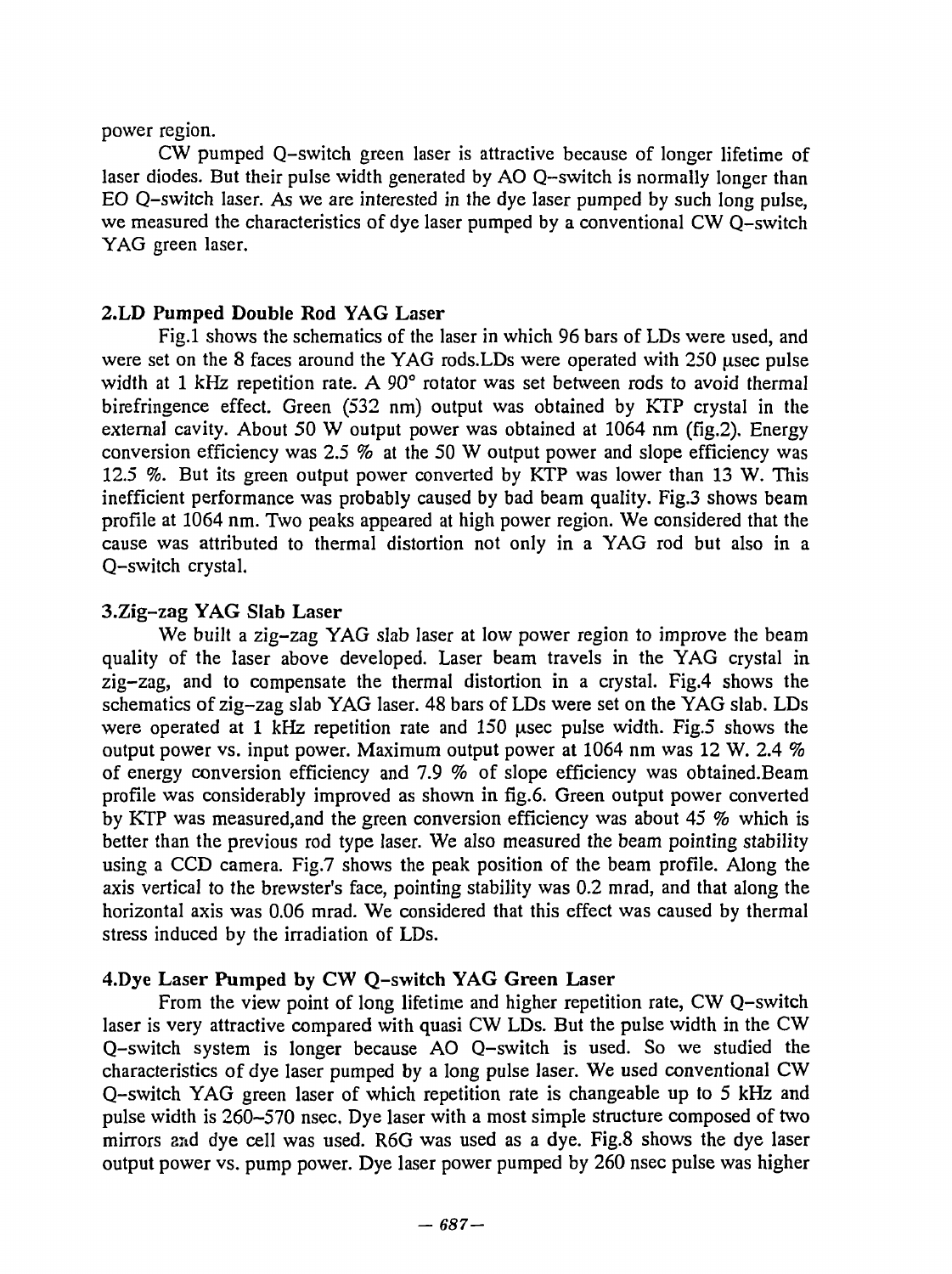power region.

CW pumped Q-switch green laser is attractive because of longer lifetime of laser diodes. But their pulse width generated by AO Q-switch is normally longer than EO Q-switch laser. As we are interested in the dye laser pumped by such long pulse, we measured the characteristics of dye laser pumped by a conventional CW Q-switch YAG green laser.

## 2.LD Pumped Double Rod YAG Laser

Fig.1 shows the schematics of the laser in which 96 bars of LDs were used, and were set on the 8 faces around the YAG rods.LDs were operated with 250 μsec pulse width at 1 kHz repetition rate. A 90° rotator was set between rods to avoid thermal birefringence effect. Green (532 nm) output was obtained by KTP crystal in the external cavity. About 50 W output power was obtained at 1064 nm (fig.2). Energy conversion efficiency was 2.5 % at the 50 W output power and slope efficiency was 12.5 %. But its green output power converted by KTP was lower than 13 W. This inefficient performance was probably caused by bad beam quality. Fig.3 shows beam profile at 1064 nm. Two peaks appeared at high power region. We considered that the cause was attributed to thermal distortion not only in a YAG rod but also in a Q-switch crystal.

## 3.Zig-zag YAG Slab Laser

We built a zig-zag YAG slab laser at low power region to improve the beam quality of the laser above developed. Laser beam travels in the YAG crystal in zig-zag, and to compensate the thermal distortion in a crystal. Fig.4 shows the schematics of zig-zag slab YAG laser. 48 bars of LDs were set on the YAG slab. LDs were operated at 1 kHz repetition rate and 150 μsec pulse width. Fig.5 shows the output power vs. input power. Maximum output power at 1064 nm was 12 W. 2.4 % of energy conversion efficiency and 7.9 % of slope efficiency was obtained.Beam profile was considerably improved as shown in fig.6. Green output power converted by KTP was measured,and the green conversion efficiency was about 45 % which is better than the previous rod type laser. We also measured the beam pointing stability using a CCD camera. Fig.7 shows the peak position of the beam profile. Along the axis vertical to the brewster's face, pointing stability was 0.2 mrad, and that along the horizontal axis was 0.06 mrad. We considered that this effect was caused by thermal stress induced by the irradiation of LDs.

## 4.Dye Laser Pumped by CW Q-switch YAG Green Laser

From the view point of long lifetime and higher repetition rate, CW Q-switch laser is very attractive compared with quasi CW LDs. But the pulse width in the CW Q-switch system is longer because AO Q-switch is used. So we studied the characteristics of dye laser pumped by a long pulse laser. We used conventional CW Q-switch YAG green laser of which repetition rate is changeable up to 5 kHz and pulse width is 260-570 nsec. Dye laser with a most simple structure composed of two mirrors and dye cell was used. R6G was used as a dye. Fig.8 shows the dye laser output power vs. pump power. Dye laser power pumped by 260 nsec pulse was higher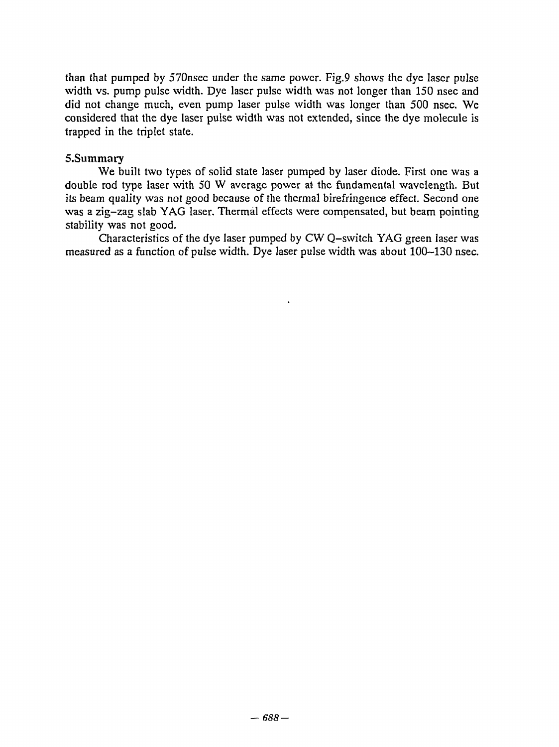than that pumped by 570nsec under the same power. Fig.9 shows the dye laser pulse width vs. pump pulse width. Dye laser pulse width was not longer than 150 nsec and did not change much, even pump laser pulse width was longer than 500 nsec. We considered that the dye laser pulse width was not extended, since the dye molecule is trapped in the triplet state.

## 5.Summary

We built two types of solid state laser pumped by laser diode. First one was a double rod type laser with 50 W average power at the fundamental wavelength. But its beam quality was not good because of the thermal birefringence effect. Second one was a zig-zag slab YAG laser. Thermal effects were compensated, but beam pointing stability was not good.

Characteristics of the dye laser pumped by CW Q-switch YAG green laser was measured as a function of pulse width. Dye laser pulse width was about 100–130 nsec.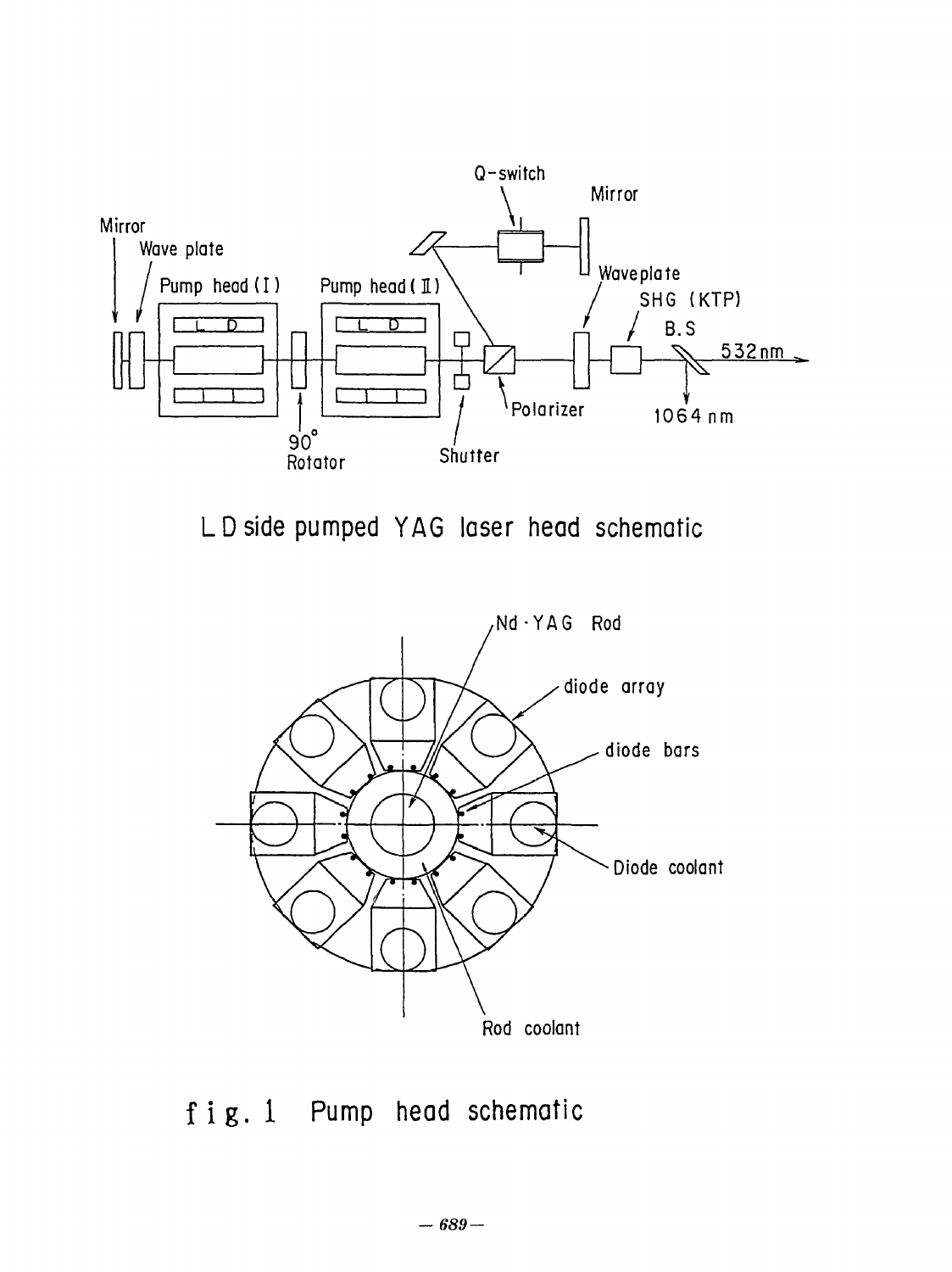L D side pumped YAG laser head schematic

fig. 1 Pump head schematic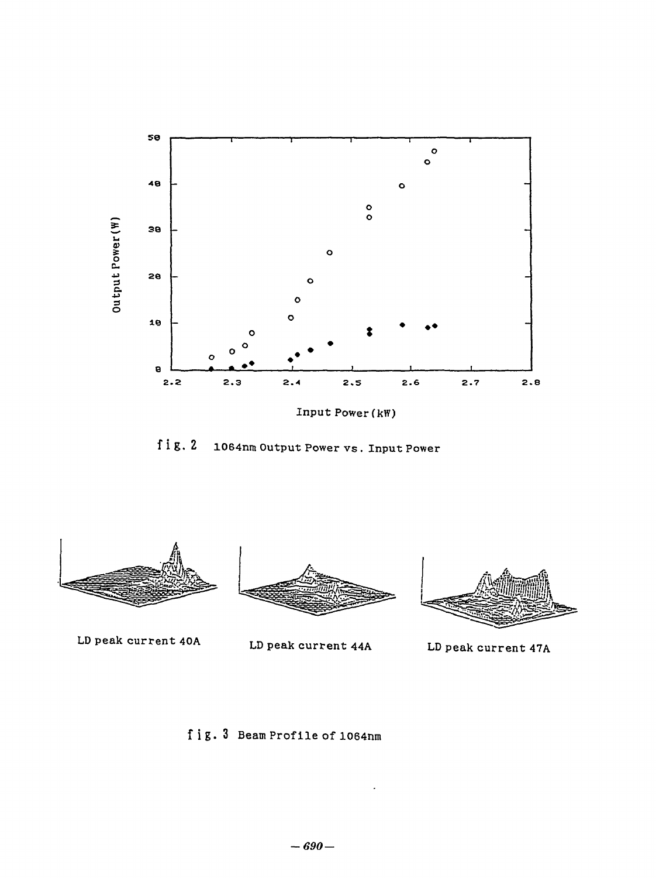fig. 2 1064nm Output Power vs. Input Power

LD peak current 40A

LD peak current 44A

LD peak current 47A

fig. 3 Beam Profile of 1064nm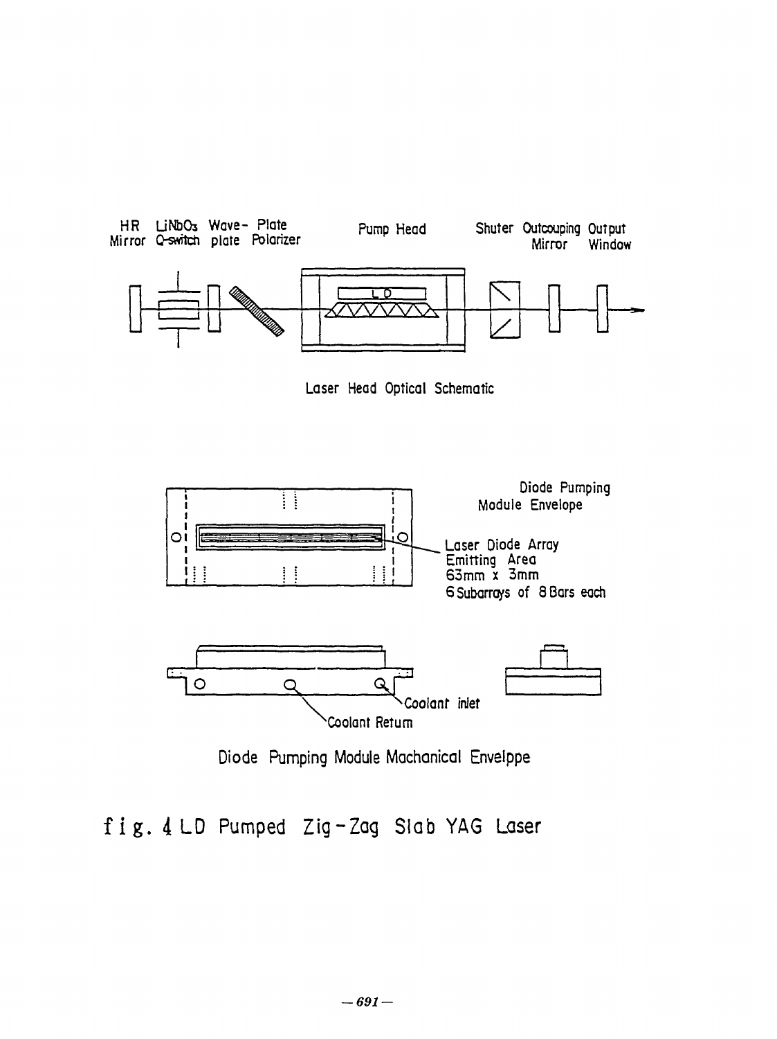HR Mirror LiNbO$_3$ Q-switch Wave-plate Plate Polarizer Pump Head Shuter Outcouping Mirror Output Window

LD

Laser Head Optical Schematic

Diode Pumping Module Envelope

Laser Diode Array Emitting Area 63mm x 3mm 6 Subarrays of 8 Bars each

Coolant inlet

Coolant Return

Diode Pumping Module Machanical Envelppe

fig. 4 LD Pumped Zig-Zag Slab YAG Laser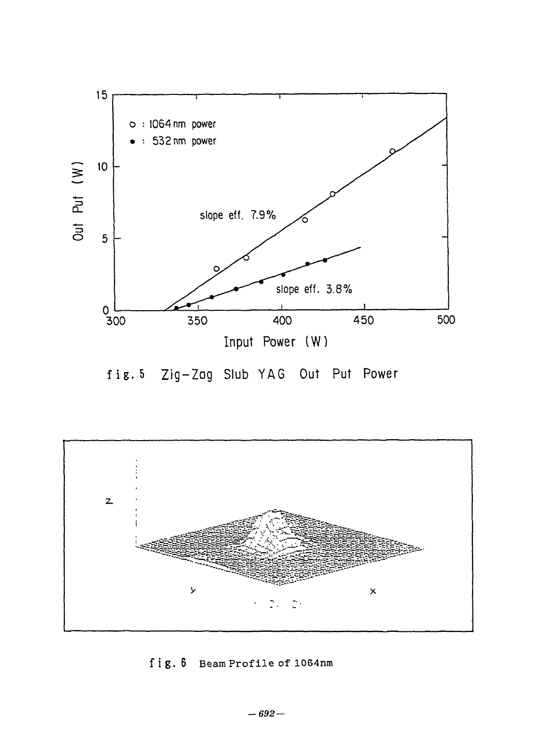fig. 5 Zig-Zag Slub YAG Out Put Power

fig. 6 Beam Profile of 1064nm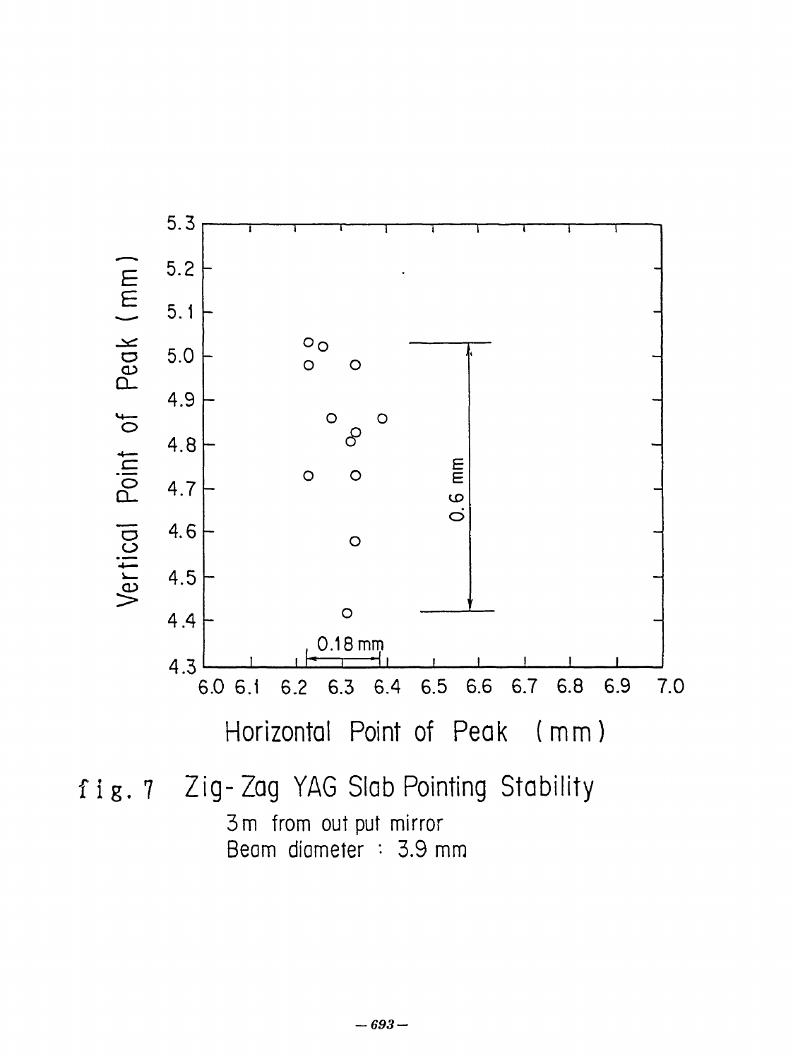fig. 7 Zig-Zag YAG Slab Pointing Stability

3m from out put mirror

Beam diameter : 3.9 mm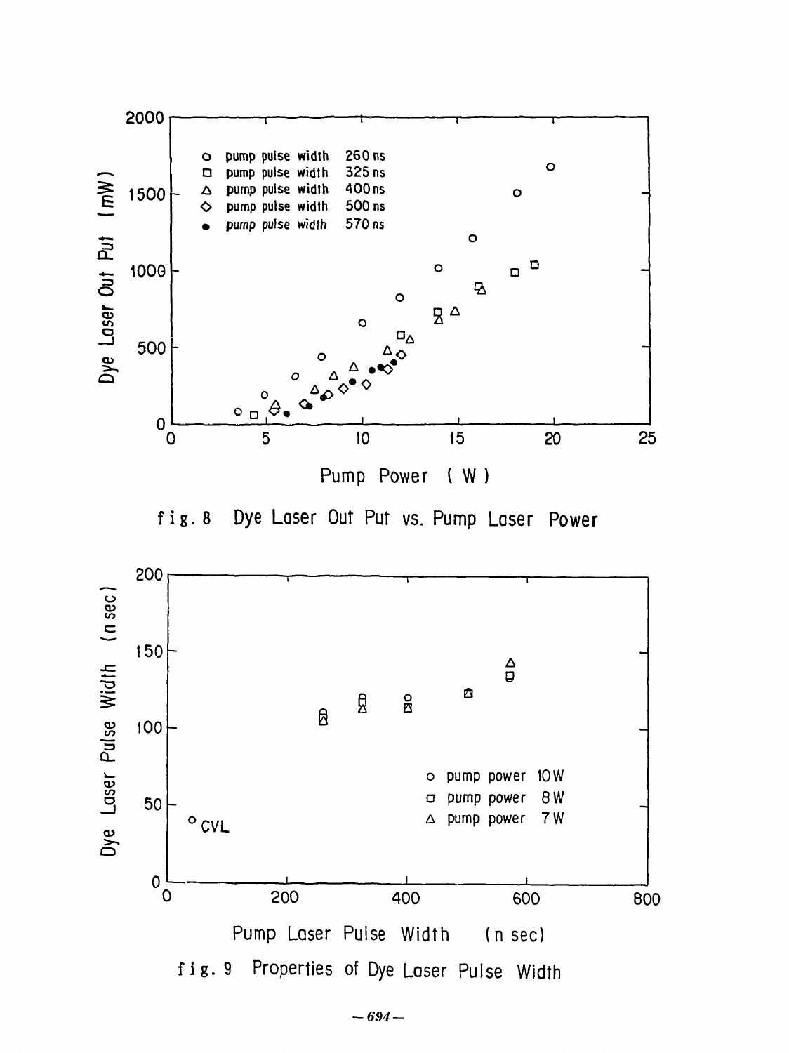2000

1500

1000

500

0

0 5 10 15 20 25

Dye Laser Out Put (mW)

Pump Power ( W )

○ pump pulse width 260 ns
□ pump pulse width 325 ns
△ pump pulse width 400 ns
◇ pump pulse width 500 ns
● pump pulse width 570 ns

fig. 8 Dye Laser Out Put vs. Pump Laser Power

200

150

100

50

0

0 200 400 600 800

Dye Laser Pulse Width (n sec)

Pump Laser Pulse Width (n sec)

○ CVL

○ pump power 10 W
□ pump power 8 W
△ pump power 7 W

fig. 9 Properties of Dye Laser Pulse Width